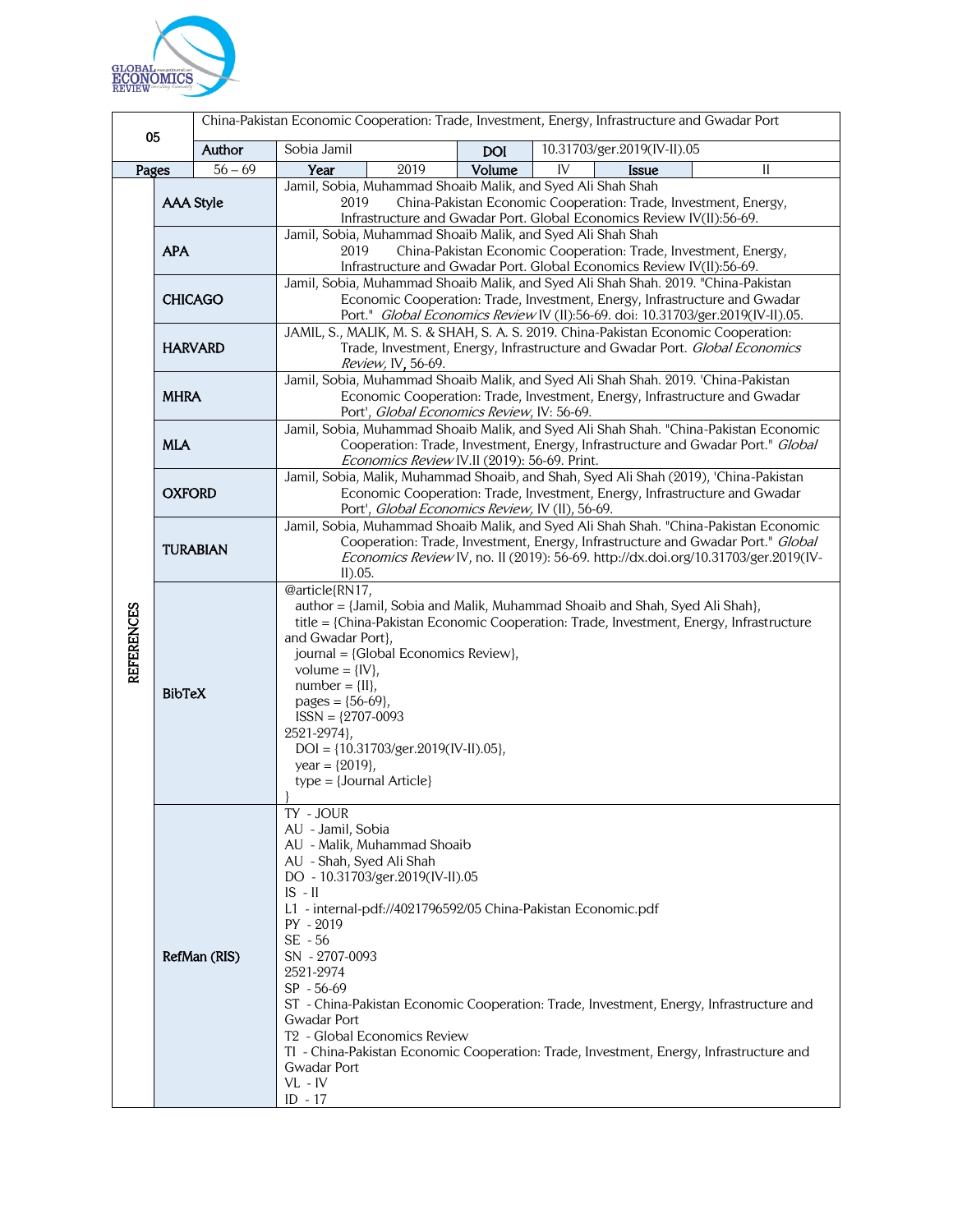| 05 | China-Pakistan Economic Cooperation: Trade, Investment, Energy, Infrastructure and Gwadar Port | | | | | | |
|---|---|---|---|---|---|---|---|
| | **Author** | Sobia Jamil | | **DOI** | 10.31703/ger.2019(IV-II).05 | | |
| **Pages** | 56 – 69 | **Year** | 2019 | **Volume** | IV | **Issue** | II |

**REFERENCES**

| Style | Reference |
|---|---|
| **AAA Style** | Jamil, Sobia, Muhammad Shoaib Malik, and Syed Ali Shah Shah 2019 China-Pakistan Economic Cooperation: Trade, Investment, Energy, Infrastructure and Gwadar Port. Global Economics Review IV(II):56-69. |
| **APA** | Jamil, Sobia, Muhammad Shoaib Malik, and Syed Ali Shah Shah 2019 China-Pakistan Economic Cooperation: Trade, Investment, Energy, Infrastructure and Gwadar Port. Global Economics Review IV(II):56-69. |
| **CHICAGO** | Jamil, Sobia, Muhammad Shoaib Malik, and Syed Ali Shah Shah. 2019. "China-Pakistan Economic Cooperation: Trade, Investment, Energy, Infrastructure and Gwadar Port." *Global Economics Review* IV (II):56-69. doi: 10.31703/ger.2019(IV-II).05. |
| **HARVARD** | JAMIL, S., MALIK, M. S. & SHAH, S. A. S. 2019. China-Pakistan Economic Cooperation: Trade, Investment, Energy, Infrastructure and Gwadar Port. *Global Economics Review*, IV, 56-69. |
| **MHRA** | Jamil, Sobia, Muhammad Shoaib Malik, and Syed Ali Shah Shah. 2019. 'China-Pakistan Economic Cooperation: Trade, Investment, Energy, Infrastructure and Gwadar Port', *Global Economics Review*, IV: 56-69. |
| **MLA** | Jamil, Sobia, Muhammad Shoaib Malik, and Syed Ali Shah Shah. "China-Pakistan Economic Cooperation: Trade, Investment, Energy, Infrastructure and Gwadar Port." *Global Economics Review* IV.II (2019): 56-69. Print. |
| **OXFORD** | Jamil, Sobia, Malik, Muhammad Shoaib, and Shah, Syed Ali Shah (2019), 'China-Pakistan Economic Cooperation: Trade, Investment, Energy, Infrastructure and Gwadar Port', *Global Economics Review,* IV (II), 56-69. |
| **TURABIAN** | Jamil, Sobia, Muhammad Shoaib Malik, and Syed Ali Shah Shah. "China-Pakistan Economic Cooperation: Trade, Investment, Energy, Infrastructure and Gwadar Port." *Global Economics Review* IV, no. II (2019): 56-69. http://dx.doi.org/10.31703/ger.2019(IV-II).05. |
| **BibTeX** | @article{RN17, author = {Jamil, Sobia and Malik, Muhammad Shoaib and Shah, Syed Ali Shah}, title = {China-Pakistan Economic Cooperation: Trade, Investment, Energy, Infrastructure and Gwadar Port}, journal = {Global Economics Review}, volume = {IV}, number = {II}, pages = {56-69}, ISSN = {2707-0093 2521-2974}, DOI = {10.31703/ger.2019(IV-II).05}, year = {2019}, type = {Journal Article} } |
| **RefMan (RIS)** | TY - JOUR<br>AU - Jamil, Sobia<br>AU - Malik, Muhammad Shoaib<br>AU - Shah, Syed Ali Shah<br>DO - 10.31703/ger.2019(IV-II).05<br>IS - II<br>L1 - internal-pdf://4021796592/05 China-Pakistan Economic.pdf<br>PY - 2019<br>SE - 56<br>SN - 2707-0093<br>2521-2974<br>SP - 56-69<br>ST - China-Pakistan Economic Cooperation: Trade, Investment, Energy, Infrastructure and Gwadar Port<br>T2 - Global Economics Review<br>TI - China-Pakistan Economic Cooperation: Trade, Investment, Energy, Infrastructure and Gwadar Port<br>VL - IV<br>ID - 17 |